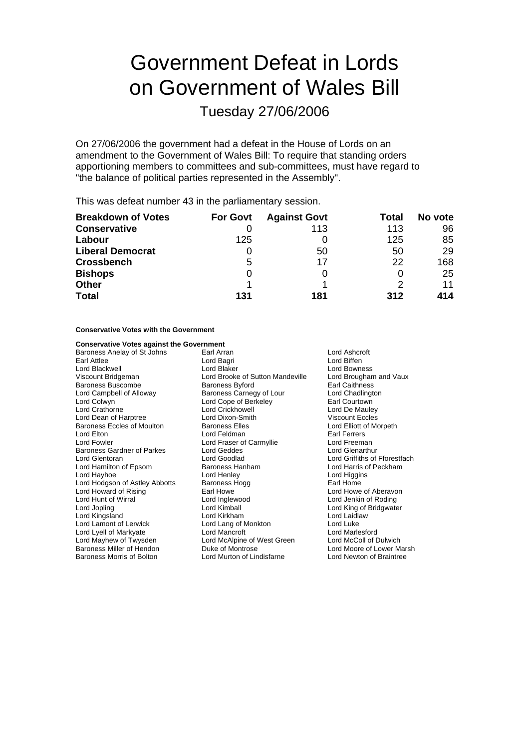# Government Defeat in Lords on Government of Wales Bill

## Tuesday 27/06/2006

On 27/06/2006 the government had a defeat in the House of Lords on an amendment to the Government of Wales Bill: To require that standing orders apportioning members to committees and sub-committees, must have regard to "the balance of political parties represented in the Assembly".

This was defeat number 43 in the parliamentary session.

| Breakdown of Votes | For Govt | Against Govt | Total | No vote |
|---|---|---|---|---|
| **Conservative** | 0 | 113 | 113 | 96 |
| **Labour** | 125 | 0 | 125 | 85 |
| **Liberal Democrat** | 0 | 50 | 50 | 29 |
| **Crossbench** | 5 | 17 | 22 | 168 |
| **Bishops** | 0 | 0 | 0 | 25 |
| **Other** | 1 | 1 | 2 | 11 |
| **Total** | **131** | **181** | **312** | **414** |

**Conservative Votes with the Government**

**Conservative Votes against the Government**

Baroness Anelay of St Johns
Earl Arran
Lord Ashcroft
Earl Attlee
Lord Bagri
Lord Biffen
Lord Blackwell
Lord Blaker
Lord Bowness
Viscount Bridgeman
Lord Brooke of Sutton Mandeville
Lord Brougham and Vaux
Baroness Buscombe
Baroness Byford
Earl Caithness
Lord Campbell of Alloway
Baroness Carnegy of Lour
Lord Chadlington
Lord Colwyn
Lord Cope of Berkeley
Earl Courtown
Lord Crathorne
Lord Crickhowell
Lord De Mauley
Lord Dean of Harptree
Lord Dixon-Smith
Viscount Eccles
Baroness Eccles of Moulton
Baroness Elles
Lord Elliott of Morpeth
Lord Elton
Lord Feldman
Earl Ferrers
Lord Fowler
Lord Fraser of Carmyllie
Lord Freeman
Baroness Gardner of Parkes
Lord Geddes
Lord Glenarthur
Lord Glentoran
Lord Goodlad
Lord Griffiths of Fforestfach
Lord Hamilton of Epsom
Baroness Hanham
Lord Harris of Peckham
Lord Hayhoe
Lord Henley
Lord Higgins
Lord Hodgson of Astley Abbotts
Baroness Hogg
Earl Home
Lord Howard of Rising
Earl Howe
Lord Howe of Aberavon
Lord Hunt of Wirral
Lord Inglewood
Lord Jenkin of Roding
Lord Jopling
Lord Kimball
Lord King of Bridgwater
Lord Kingsland
Lord Kirkham
Lord Laidlaw
Lord Lamont of Lerwick
Lord Lang of Monkton
Lord Luke
Lord Lyell of Markyate
Lord Mancroft
Lord Marlesford
Lord Mayhew of Twysden
Lord McAlpine of West Green
Lord McColl of Dulwich
Baroness Miller of Hendon
Duke of Montrose
Lord Moore of Lower Marsh
Baroness Morris of Bolton
Lord Murton of Lindisfarne
Lord Newton of Braintree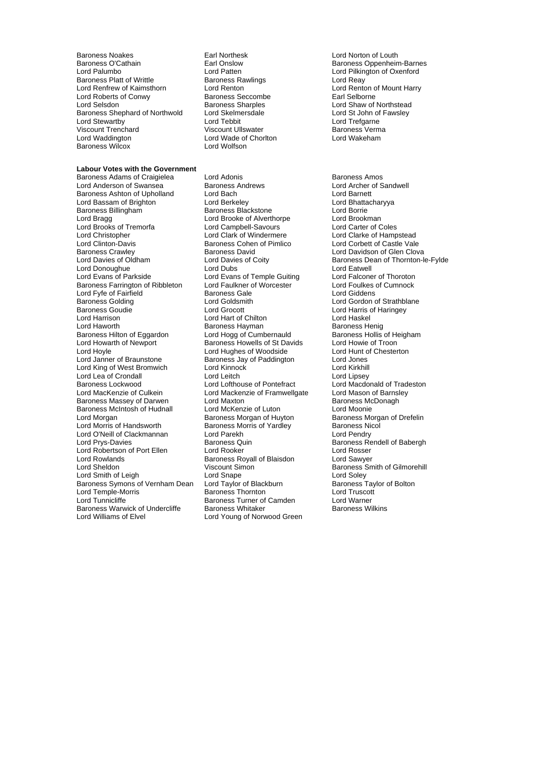Baroness Noakes
Earl Northesk
Lord Norton of Louth
Baroness O'Cathain
Earl Onslow
Baroness Oppenheim-Barnes
Lord Palumbo
Lord Patten
Lord Pilkington of Oxenford
Baroness Platt of Writtle
Baroness Rawlings
Lord Reay
Lord Renfrew of Kaimsthorn
Lord Renton
Lord Renton of Mount Harry
Lord Roberts of Conwy
Baroness Seccombe
Earl Selborne
Lord Selsdon
Baroness Sharples
Lord Shaw of Northstead
Baroness Shephard of Northwold
Lord Skelmersdale
Lord St John of Fawsley
Lord Stewartby
Lord Tebbit
Lord Trefgarne
Viscount Trenchard
Viscount Ullswater
Baroness Verma
Lord Waddington
Lord Wade of Chorlton
Lord Wakeham
Baroness Wilcox
Lord Wolfson

**Labour Votes with the Government**

Baroness Adams of Craigielea
Lord Adonis
Baroness Amos
Lord Anderson of Swansea
Baroness Andrews
Lord Archer of Sandwell
Baroness Ashton of Upholland
Lord Bach
Lord Barnett
Lord Bassam of Brighton
Lord Berkeley
Lord Bhattacharyya
Baroness Billingham
Baroness Blackstone
Lord Borrie
Lord Bragg
Lord Brooke of Alverthorpe
Lord Brookman
Lord Brooks of Tremorfa
Lord Campbell-Savours
Lord Carter of Coles
Lord Christopher
Lord Clark of Windermere
Lord Clarke of Hampstead
Lord Clinton-Davis
Baroness Cohen of Pimlico
Lord Corbett of Castle Vale
Baroness Crawley
Baroness David
Lord Davidson of Glen Clova
Lord Davies of Oldham
Lord Davies of Coity
Baroness Dean of Thornton-le-Fylde
Lord Donoughue
Lord Dubs
Lord Eatwell
Lord Evans of Parkside
Lord Evans of Temple Guiting
Lord Falconer of Thoroton
Baroness Farrington of Ribbleton
Lord Faulkner of Worcester
Lord Foulkes of Cumnock
Lord Fyfe of Fairfield
Baroness Gale
Lord Giddens
Baroness Golding
Lord Goldsmith
Lord Gordon of Strathblane
Baroness Goudie
Lord Grocott
Lord Harris of Haringey
Lord Harrison
Lord Hart of Chilton
Lord Haskel
Lord Haworth
Baroness Hayman
Baroness Henig
Baroness Hilton of Eggardon
Lord Hogg of Cumbernauld
Baroness Hollis of Heigham
Lord Howarth of Newport
Baroness Howells of St Davids
Lord Howie of Troon
Lord Hoyle
Lord Hughes of Woodside
Lord Hunt of Chesterton
Lord Janner of Braunstone
Baroness Jay of Paddington
Lord Jones
Lord King of West Bromwich
Lord Kinnock
Lord Kirkhill
Lord Lea of Crondall
Lord Leitch
Lord Lipsey
Baroness Lockwood
Lord Lofthouse of Pontefract
Lord Macdonald of Tradeston
Lord MacKenzie of Culkein
Lord Mackenzie of Framwellgate
Lord Mason of Barnsley
Baroness Massey of Darwen
Lord Maxton
Baroness McDonagh
Baroness McIntosh of Hudnall
Lord McKenzie of Luton
Lord Moonie
Lord Morgan
Baroness Morgan of Huyton
Baroness Morgan of Drefelin
Lord Morris of Handsworth
Baroness Morris of Yardley
Baroness Nicol
Lord O'Neill of Clackmannan
Lord Parekh
Lord Pendry
Lord Prys-Davies
Baroness Quin
Baroness Rendell of Babergh
Lord Robertson of Port Ellen
Lord Rooker
Lord Rosser
Lord Rowlands
Baroness Royall of Blaisdon
Lord Sawyer
Lord Sheldon
Viscount Simon
Baroness Smith of Gilmorehill
Lord Smith of Leigh
Lord Snape
Lord Soley
Baroness Symons of Vernham Dean
Lord Taylor of Blackburn
Baroness Taylor of Bolton
Lord Temple-Morris
Baroness Thornton
Lord Truscott
Lord Tunnicliffe
Baroness Turner of Camden
Lord Warner
Baroness Warwick of Undercliffe
Baroness Whitaker
Baroness Wilkins
Lord Williams of Elvel
Lord Young of Norwood Green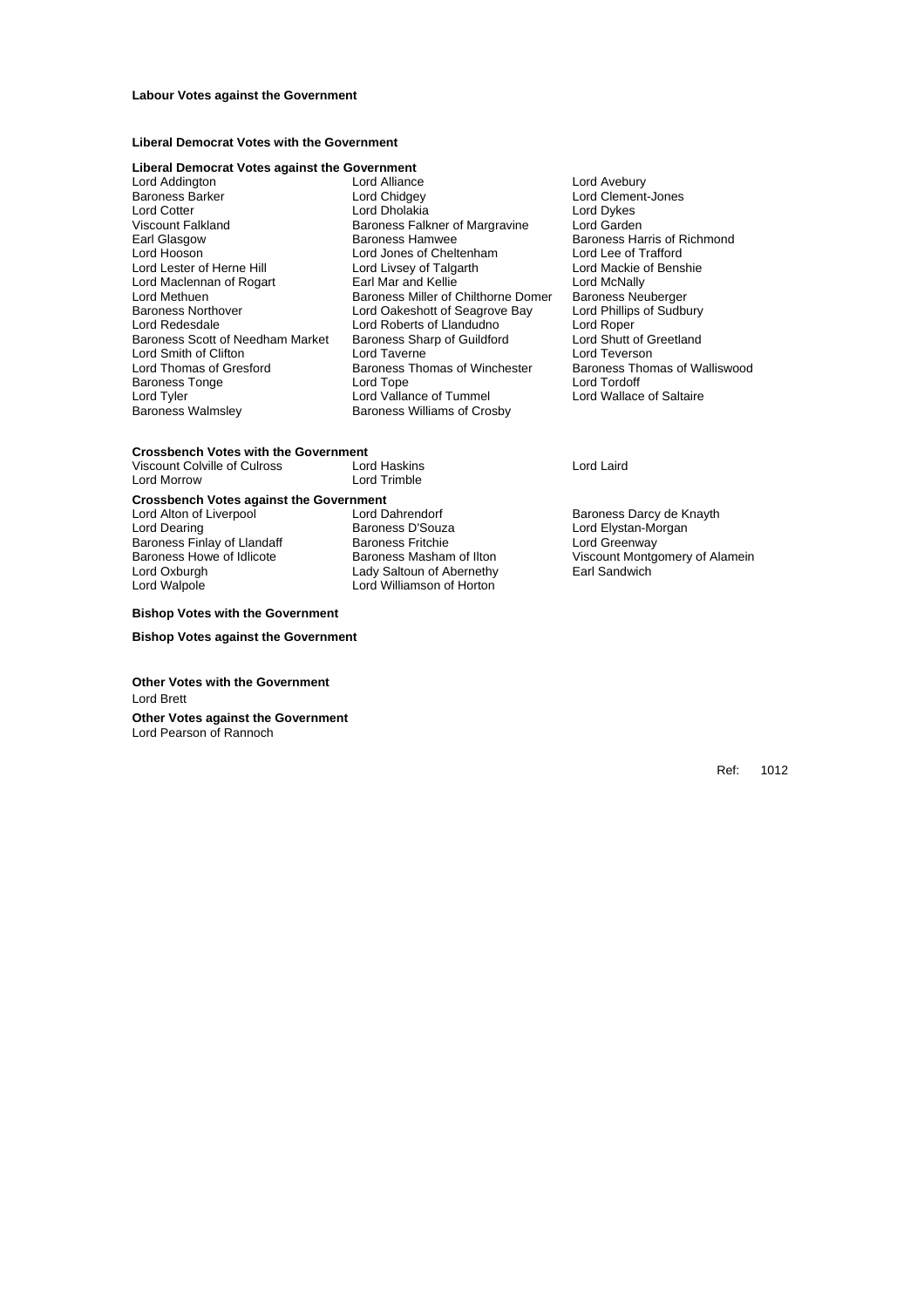**Labour Votes against the Government**

**Liberal Democrat Votes with the Government**

**Liberal Democrat Votes against the Government**

| | | |
|---|---|---|
| Lord Addington | Lord Alliance | Lord Avebury |
| Baroness Barker | Lord Chidgey | Lord Clement-Jones |
| Lord Cotter | Lord Dholakia | Lord Dykes |
| Viscount Falkland | Baroness Falkner of Margravine | Lord Garden |
| Earl Glasgow | Baroness Hamwee | Baroness Harris of Richmond |
| Lord Hooson | Lord Jones of Cheltenham | Lord Lee of Trafford |
| Lord Lester of Herne Hill | Lord Livsey of Talgarth | Lord Mackie of Benshie |
| Lord Maclennan of Rogart | Earl Mar and Kellie | Lord McNally |
| Lord Methuen | Baroness Miller of Chilthorne Domer | Baroness Neuberger |
| Baroness Northover | Lord Oakeshott of Seagrove Bay | Lord Phillips of Sudbury |
| Lord Redesdale | Lord Roberts of Llandudno | Lord Roper |
| Baroness Scott of Needham Market | Baroness Sharp of Guildford | Lord Shutt of Greetland |
| Lord Smith of Clifton | Lord Taverne | Lord Teverson |
| Lord Thomas of Gresford | Baroness Thomas of Winchester | Baroness Thomas of Walliswood |
| Baroness Tonge | Lord Tope | Lord Tordoff |
| Lord Tyler | Lord Vallance of Tummel | Lord Wallace of Saltaire |
| Baroness Walmsley | Baroness Williams of Crosby | |

**Crossbench Votes with the Government**

| | | |
|---|---|---|
| Viscount Colville of Culross | Lord Haskins | Lord Laird |
| Lord Morrow | Lord Trimble | |

**Crossbench Votes against the Government**

| | | |
|---|---|---|
| Lord Alton of Liverpool | Lord Dahrendorf | Baroness Darcy de Knayth |
| Lord Dearing | Baroness D'Souza | Lord Elystan-Morgan |
| Baroness Finlay of Llandaff | Baroness Fritchie | Lord Greenway |
| Baroness Howe of Idlicote | Baroness Masham of Ilton | Viscount Montgomery of Alamein |
| Lord Oxburgh | Lady Saltoun of Abernethy | Earl Sandwich |
| Lord Walpole | Lord Williamson of Horton | |

**Bishop Votes with the Government**

**Bishop Votes against the Government**

**Other Votes with the Government**

Lord Brett

**Other Votes against the Government**

Lord Pearson of Rannoch

Ref: 1012